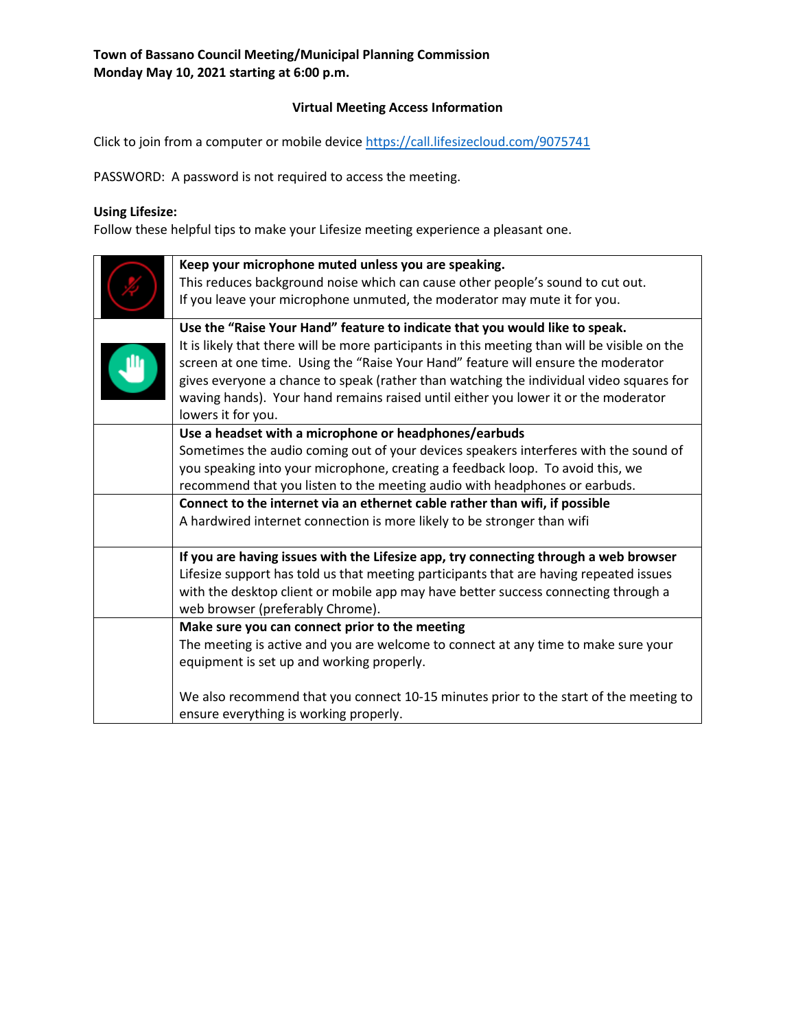**Town of Bassano Council Meeting/Municipal Planning Commission**
**Monday May 10, 2021 starting at 6:00 p.m.**

## Virtual Meeting Access Information

Click to join from a computer or mobile device https://call.lifesizecloud.com/9075741

PASSWORD: A password is not required to access the meeting.

**Using Lifesize:**
Follow these helpful tips to make your Lifesize meeting experience a pleasant one.

| | |
|---|---|
| | **Keep your microphone muted unless you are speaking.** This reduces background noise which can cause other people's sound to cut out. If you leave your microphone unmuted, the moderator may mute it for you. |
| | **Use the "Raise Your Hand" feature to indicate that you would like to speak.** It is likely that there will be more participants in this meeting than will be visible on the screen at one time. Using the "Raise Your Hand" feature will ensure the moderator gives everyone a chance to speak (rather than watching the individual video squares for waving hands). Your hand remains raised until either you lower it or the moderator lowers it for you. |
| | **Use a headset with a microphone or headphones/earbuds** Sometimes the audio coming out of your devices speakers interferes with the sound of you speaking into your microphone, creating a feedback loop. To avoid this, we recommend that you listen to the meeting audio with headphones or earbuds. |
| | **Connect to the internet via an ethernet cable rather than wifi, if possible** A hardwired internet connection is more likely to be stronger than wifi |
| | **If you are having issues with the Lifesize app, try connecting through a web browser** Lifesize support has told us that meeting participants that are having repeated issues with the desktop client or mobile app may have better success connecting through a web browser (preferably Chrome). |
| | **Make sure you can connect prior to the meeting** The meeting is active and you are welcome to connect at any time to make sure your equipment is set up and working properly.<br><br>We also recommend that you connect 10-15 minutes prior to the start of the meeting to ensure everything is working properly. |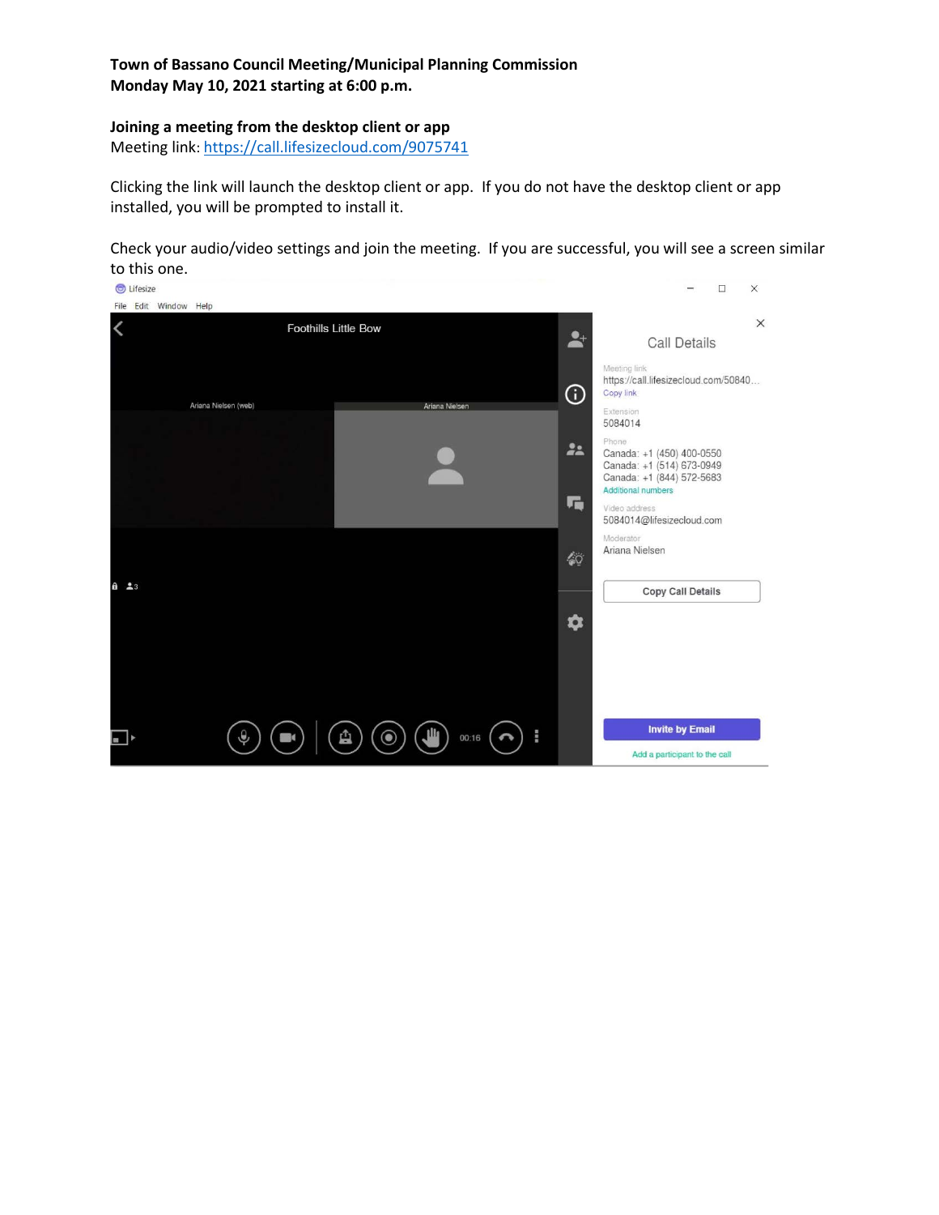**Town of Bassano Council Meeting/Municipal Planning Commission**
**Monday May 10, 2021 starting at 6:00 p.m.**

**Joining a meeting from the desktop client or app**
Meeting link: https://call.lifesizecloud.com/9075741

Clicking the link will launch the desktop client or app. If you do not have the desktop client or app installed, you will be prompted to install it.

Check your audio/video settings and join the meeting. If you are successful, you will see a screen similar to this one.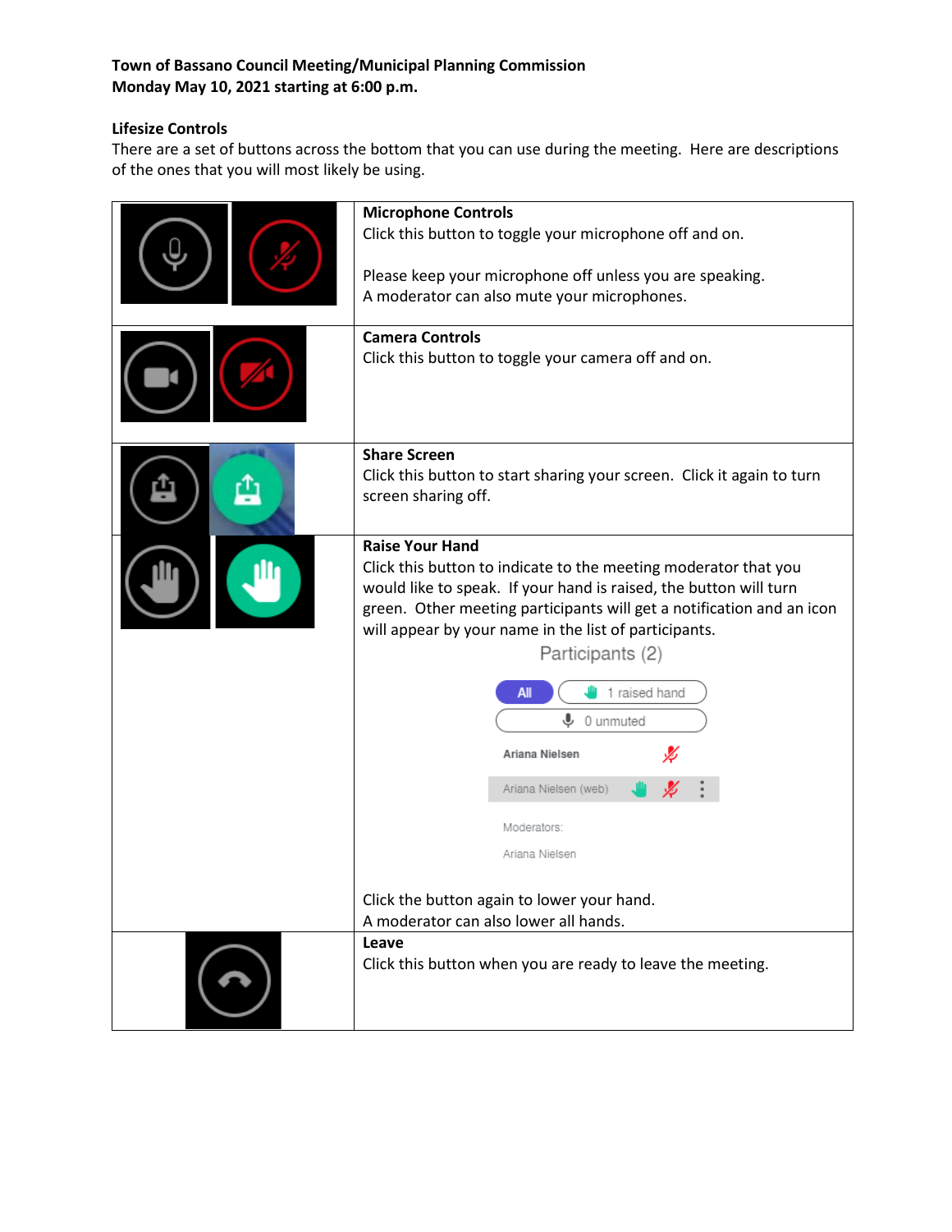**Town of Bassano Council Meeting/Municipal Planning Commission**
**Monday May 10, 2021 starting at 6:00 p.m.**

**Lifesize Controls**

There are a set of buttons across the bottom that you can use during the meeting. Here are descriptions of the ones that you will most likely be using.

| | |
|---|---|
| | **Microphone Controls**<br>Click this button to toggle your microphone off and on.<br><br>Please keep your microphone off unless you are speaking.<br>A moderator can also mute your microphones. |
| | **Camera Controls**<br>Click this button to toggle your camera off and on. |
| | **Share Screen**<br>Click this button to start sharing your screen. Click it again to turn screen sharing off. |
| | **Raise Your Hand**<br>Click this button to indicate to the meeting moderator that you would like to speak. If your hand is raised, the button will turn green. Other meeting participants will get a notification and an icon will appear by your name in the list of participants.<br><br>Participants (2)<br>All · 1 raised hand<br>0 unmuted<br>Ariana Nielsen<br>Ariana Nielsen (web)<br>Moderators:<br>Ariana Nielsen<br><br>Click the button again to lower your hand.<br>A moderator can also lower all hands. |
| | **Leave**<br>Click this button when you are ready to leave the meeting. |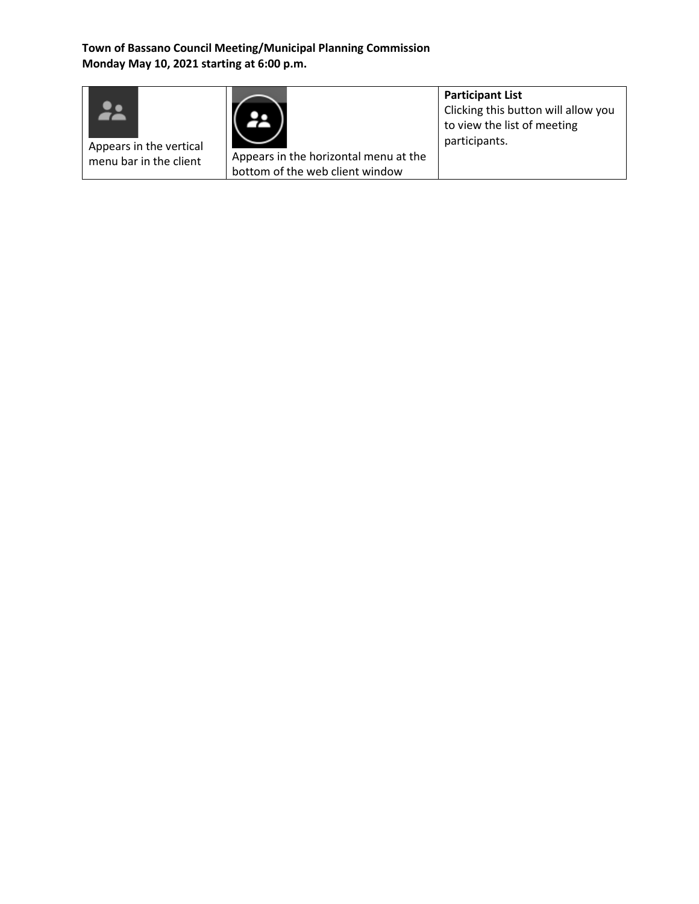**Town of Bassano Council Meeting/Municipal Planning Commission**
**Monday May 10, 2021 starting at 6:00 p.m.**

| | | |
|---|---|---|
| Appears in the vertical menu bar in the client | Appears in the horizontal menu at the bottom of the web client window | **Participant List**<br>Clicking this button will allow you to view the list of meeting participants. |